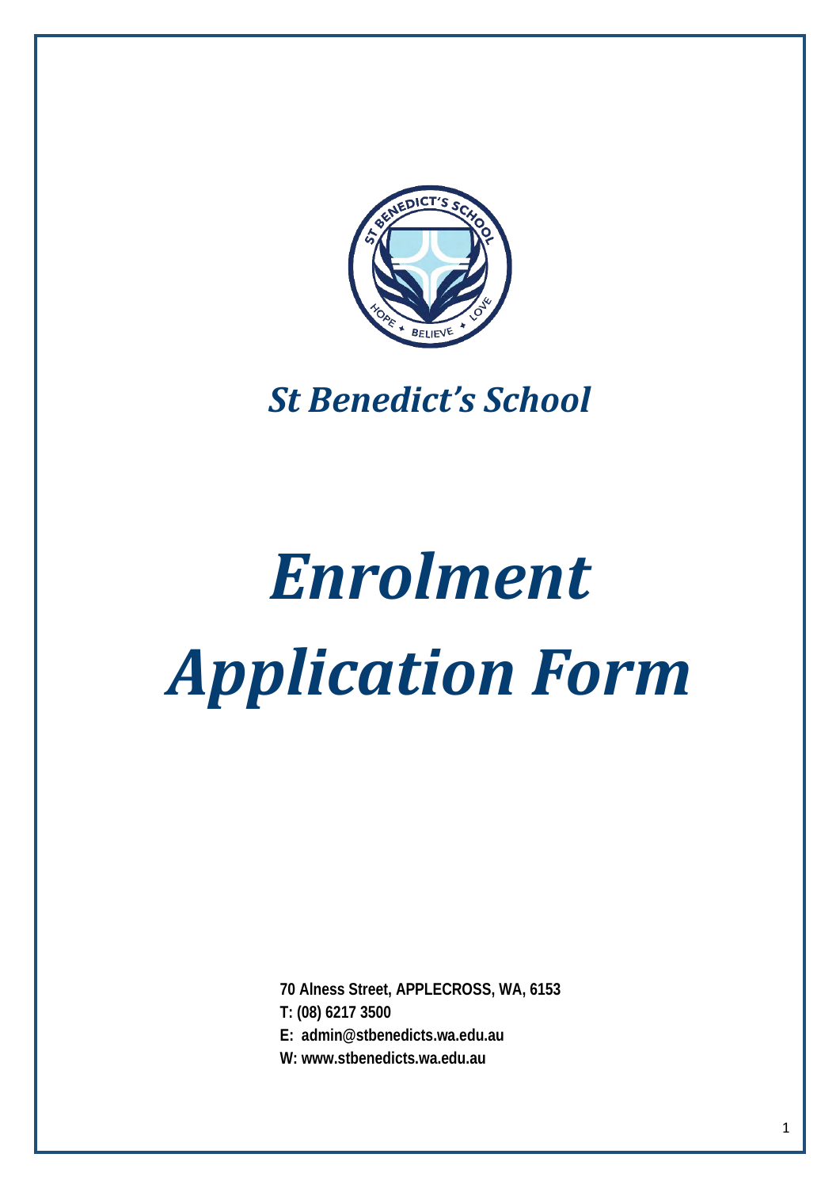## *St Benedict's School*

# *Enrolment Application Form*

**70 Alness Street, APPLECROSS, WA, 6153**
**T: (08) 6217 3500**
**E: admin@stbenedicts.wa.edu.au**
**W: www.stbenedicts.wa.edu.au**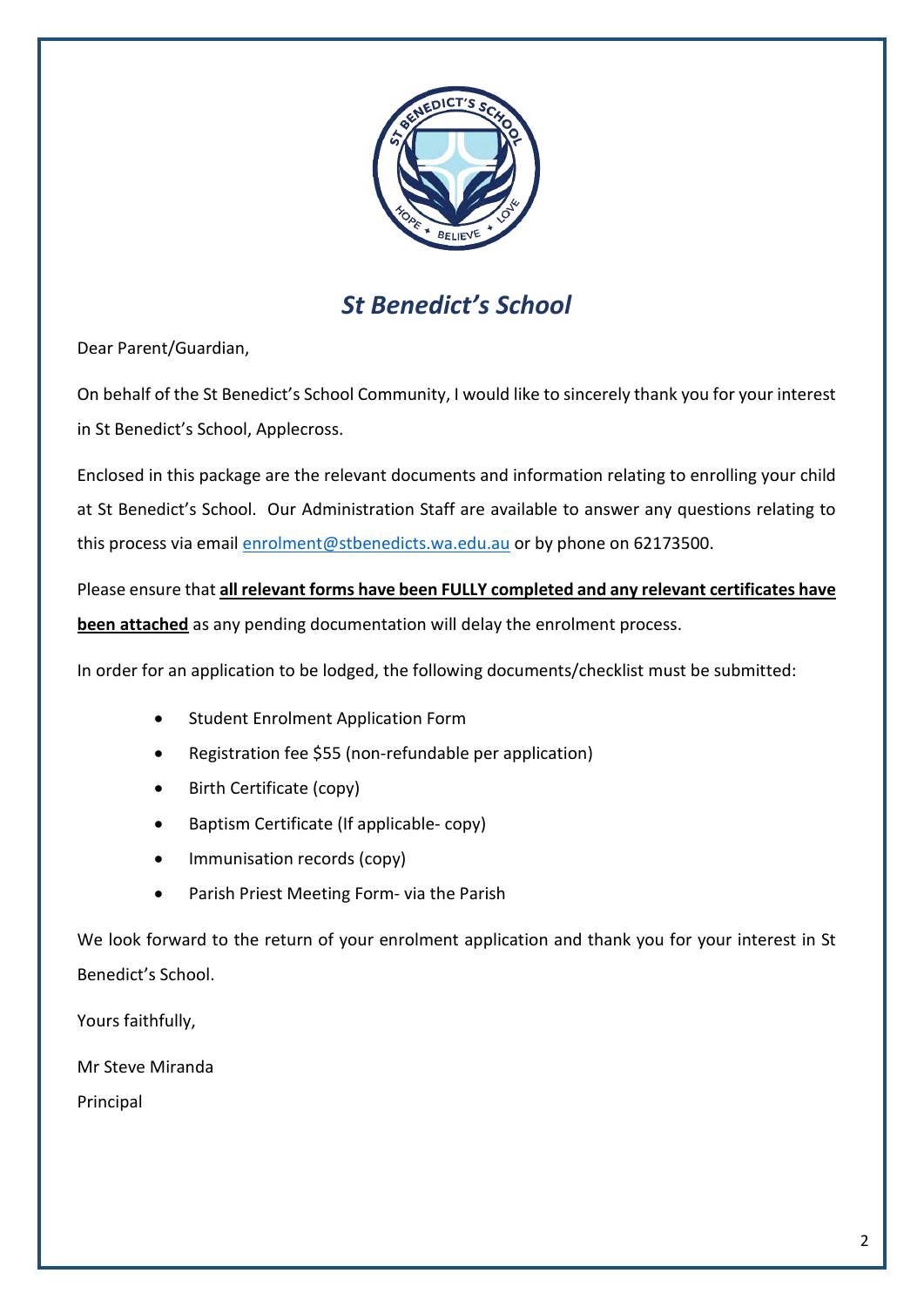# *St Benedict's School*

Dear Parent/Guardian,

On behalf of the St Benedict's School Community, I would like to sincerely thank you for your interest in St Benedict's School, Applecross.

Enclosed in this package are the relevant documents and information relating to enrolling your child at St Benedict's School. Our Administration Staff are available to answer any questions relating to this process via email enrolment@stbenedicts.wa.edu.au or by phone on 62173500.

Please ensure that **all relevant forms have been FULLY completed and any relevant certificates have been attached** as any pending documentation will delay the enrolment process.

In order for an application to be lodged, the following documents/checklist must be submitted:

- Student Enrolment Application Form
- Registration fee $55 (non-refundable per application)
- Birth Certificate (copy)
- Baptism Certificate (If applicable- copy)
- Immunisation records (copy)
- Parish Priest Meeting Form- via the Parish

We look forward to the return of your enrolment application and thank you for your interest in St Benedict's School.

Yours faithfully,

Mr Steve Miranda

Principal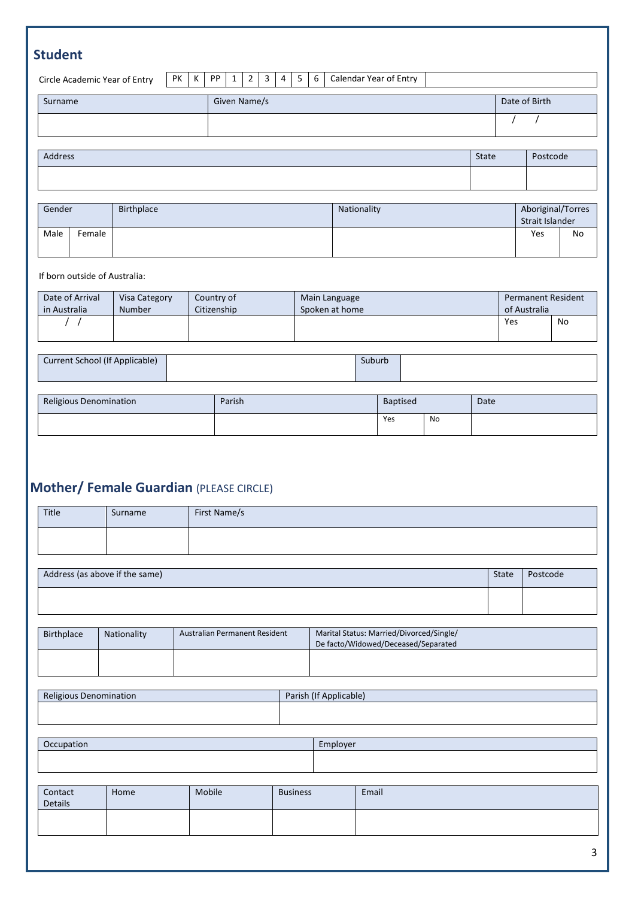## Student

| Circle Academic Year of Entry | PK | K | PP | 1 | 2 | 3 | 4 | 5 | 6 | Calendar Year of Entry | |
|---|---|---|---|---|---|---|---|---|---|---|---|

| Surname | Given Name/s | Date of Birth |
|---|---|---|
| | | / / |

| Address | State | Postcode |
|---|---|---|
| | | |

| Gender | | Birthplace | Nationality | Aboriginal/Torres Strait Islander | |
|---|---|---|---|---|---|
| Male | Female | | | Yes | No |

If born outside of Australia:

| Date of Arrival in Australia | Visa Category Number | Country of Citizenship | Main Language Spoken at home | Permanent Resident of Australia | |
|---|---|---|---|---|---|
| / / | | | | Yes | No |

| Current School (If Applicable) | | Suburb | |
|---|---|---|---|

| Religious Denomination | Parish | Baptised | | Date |
|---|---|---|---|---|
| | | Yes | No | |

## Mother/ Female Guardian (PLEASE CIRCLE)

| Title | Surname | First Name/s |
|---|---|---|
| | | |

| Address (as above if the same) | State | Postcode |
|---|---|---|
| | | |

| Birthplace | Nationality | Australian Permanent Resident | Marital Status: Married/Divorced/Single/ De facto/Widowed/Deceased/Separated |
|---|---|---|---|
| | | | |

| Religious Denomination | Parish (If Applicable) |
|---|---|
| | |

| Occupation | Employer |
|---|---|
| | |

| Contact Details | Home | Mobile | Business | Email |
|---|---|---|---|---|
| | | | | |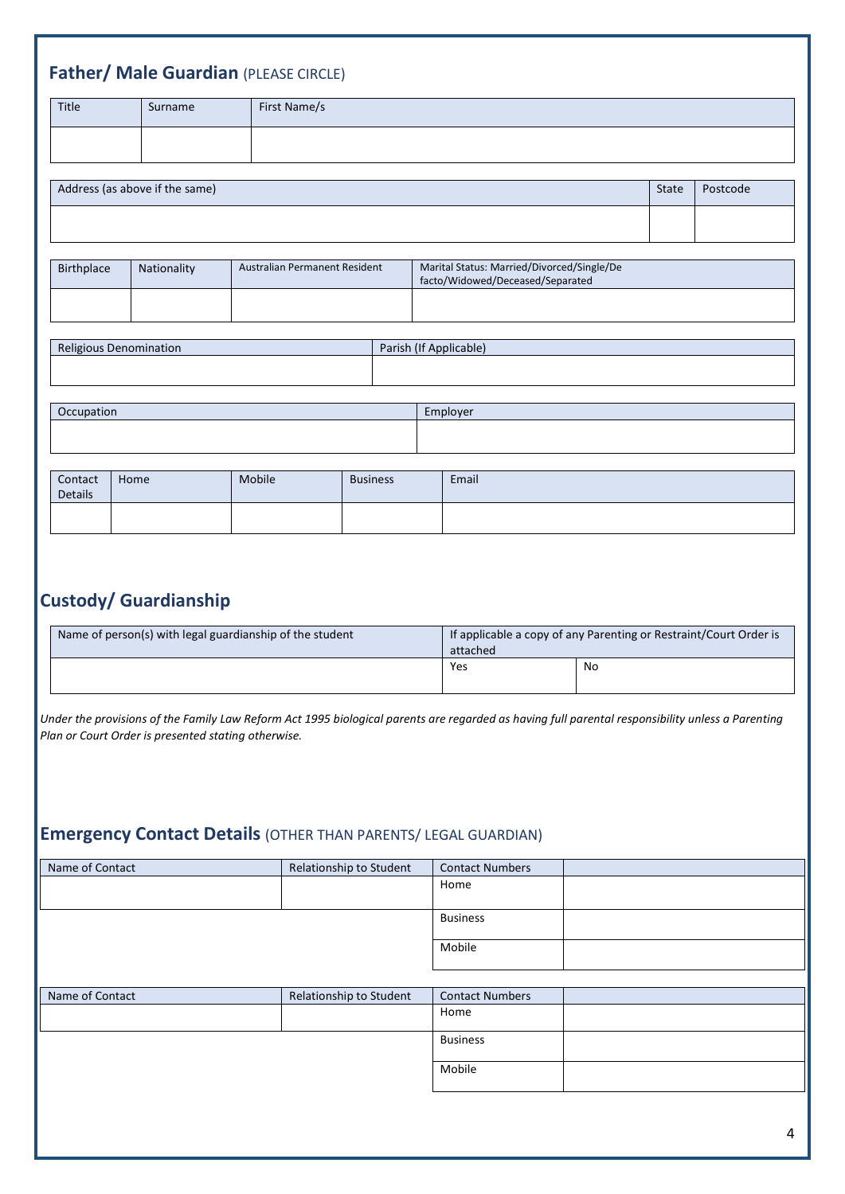## Father/ Male Guardian (PLEASE CIRCLE)

| Title | Surname | First Name/s |
|---|---|---|
| | | |

| Address (as above if the same) | State | Postcode |
|---|---|---|
| | | |

| Birthplace | Nationality | Australian Permanent Resident | Marital Status: Married/Divorced/Single/De facto/Widowed/Deceased/Separated |
|---|---|---|---|
| | | | |

| Religious Denomination | Parish (If Applicable) |
|---|---|
| | |

| Occupation | Employer |
|---|---|
| | |

| Contact Details | Home | Mobile | Business | Email |
|---|---|---|---|---|
| | | | | |

## Custody/ Guardianship

| Name of person(s) with legal guardianship of the student | If applicable a copy of any Parenting or Restraint/Court Order is attached | |
|---|---|---|
| | Yes | No |

*Under the provisions of the Family Law Reform Act 1995 biological parents are regarded as having full parental responsibility unless a Parenting Plan or Court Order is presented stating otherwise.*

## Emergency Contact Details (OTHER THAN PARENTS/ LEGAL GUARDIAN)

| Name of Contact | Relationship to Student | Contact Numbers | |
|---|---|---|---|
| | | Home | |
| | | Business | |
| | | Mobile | |

| Name of Contact | Relationship to Student | Contact Numbers | |
|---|---|---|---|
| | | Home | |
| | | Business | |
| | | Mobile | |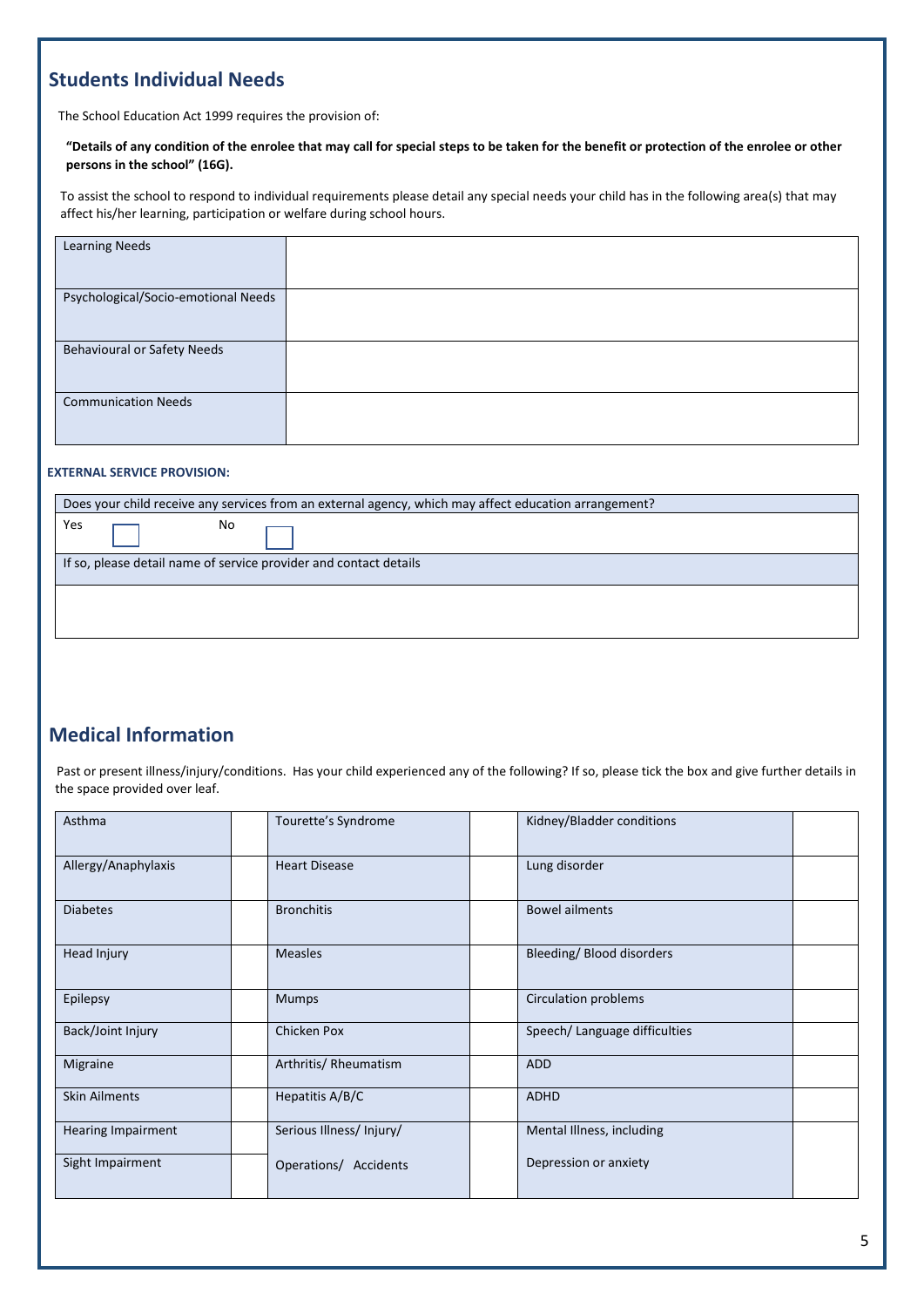## Students Individual Needs

The School Education Act 1999 requires the provision of:

**"Details of any condition of the enrolee that may call for special steps to be taken for the benefit or protection of the enrolee or other persons in the school" (16G).**

To assist the school to respond to individual requirements please detail any special needs your child has in the following area(s) that may affect his/her learning, participation or welfare during school hours.

| | |
|---|---|
| Learning Needs | |
| Psychological/Socio-emotional Needs | |
| Behavioural or Safety Needs | |
| Communication Needs | |

**EXTERNAL SERVICE PROVISION:**

| Does your child receive any services from an external agency, which may affect education arrangement? |
|---|
| Yes ☐ No ☐ |
| If so, please detail name of service provider and contact details |
| |

## Medical Information

Past or present illness/injury/conditions. Has your child experienced any of the following? If so, please tick the box and give further details in the space provided over leaf.

| | | | | | |
|---|---|---|---|---|---|
| Asthma | | Tourette's Syndrome | | Kidney/Bladder conditions | |
| Allergy/Anaphylaxis | | Heart Disease | | Lung disorder | |
| Diabetes | | Bronchitis | | Bowel ailments | |
| Head Injury | | Measles | | Bleeding/ Blood disorders | |
| Epilepsy | | Mumps | | Circulation problems | |
| Back/Joint Injury | | Chicken Pox | | Speech/ Language difficulties | |
| Migraine | | Arthritis/ Rheumatism | | ADD | |
| Skin Ailments | | Hepatitis A/B/C | | ADHD | |
| Hearing Impairment | | Serious Illness/ Injury/ Operations/ Accidents | | Mental Illness, including Depression or anxiety | |
| Sight Impairment | | | | | |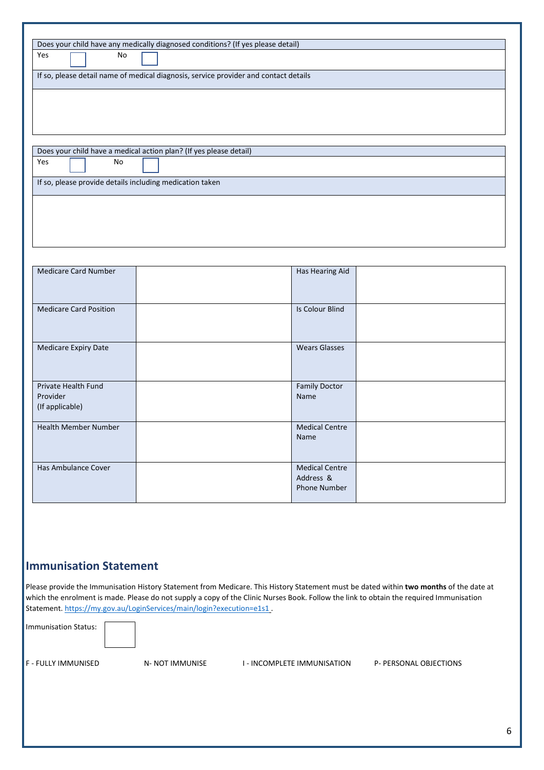| Does your child have any medically diagnosed conditions? (If yes please detail) |
| --- |
| Yes ☐ No ☐ |
| If so, please detail name of medical diagnosis, service provider and contact details |
| |

| Does your child have a medical action plan? (If yes please detail) |
| --- |
| Yes ☐ No ☐ |
| If so, please provide details including medication taken |
| |

| Medicare Card Number | | Has Hearing Aid | |
| --- | --- | --- | --- |
| Medicare Card Position | | Is Colour Blind | |
| Medicare Expiry Date | | Wears Glasses | |
| Private Health Fund Provider (If applicable) | | Family Doctor Name | |
| Health Member Number | | Medical Centre Name | |
| Has Ambulance Cover | | Medical Centre Address & Phone Number | |

## Immunisation Statement

Please provide the Immunisation History Statement from Medicare. This History Statement must be dated within **two months** of the date at which the enrolment is made. Please do not supply a copy of the Clinic Nurses Book. Follow the link to obtain the required Immunisation Statement. https://my.gov.au/LoginServices/main/login?execution=e1s1 .

Immunisation Status: ☐

F - FULLY IMMUNISED N- NOT IMMUNISE I - INCOMPLETE IMMUNISATION P- PERSONAL OBJECTIONS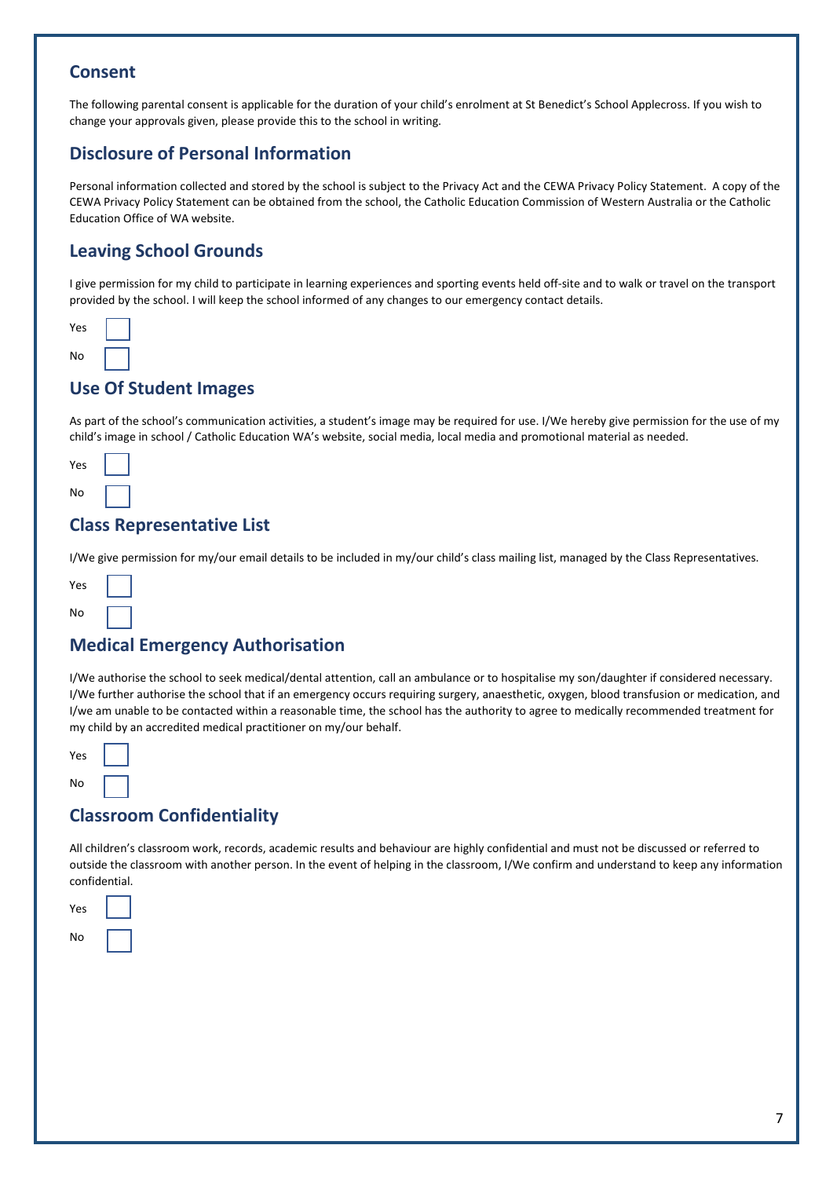## Consent

The following parental consent is applicable for the duration of your child's enrolment at St Benedict's School Applecross. If you wish to change your approvals given, please provide this to the school in writing.

## Disclosure of Personal Information

Personal information collected and stored by the school is subject to the Privacy Act and the CEWA Privacy Policy Statement. A copy of the CEWA Privacy Policy Statement can be obtained from the school, the Catholic Education Commission of Western Australia or the Catholic Education Office of WA website.

## Leaving School Grounds

I give permission for my child to participate in learning experiences and sporting events held off-site and to walk or travel on the transport provided by the school. I will keep the school informed of any changes to our emergency contact details.

Yes ☐

No ☐

## Use Of Student Images

As part of the school's communication activities, a student's image may be required for use. I/We hereby give permission for the use of my child's image in school / Catholic Education WA's website, social media, local media and promotional material as needed.

Yes ☐

No ☐

## Class Representative List

I/We give permission for my/our email details to be included in my/our child's class mailing list, managed by the Class Representatives.

Yes ☐

No ☐

## Medical Emergency Authorisation

I/We authorise the school to seek medical/dental attention, call an ambulance or to hospitalise my son/daughter if considered necessary. I/We further authorise the school that if an emergency occurs requiring surgery, anaesthetic, oxygen, blood transfusion or medication, and I/we am unable to be contacted within a reasonable time, the school has the authority to agree to medically recommended treatment for my child by an accredited medical practitioner on my/our behalf.

Yes ☐

No ☐

## Classroom Confidentiality

All children's classroom work, records, academic results and behaviour are highly confidential and must not be discussed or referred to outside the classroom with another person. In the event of helping in the classroom, I/We confirm and understand to keep any information confidential.

Yes ☐

No ☐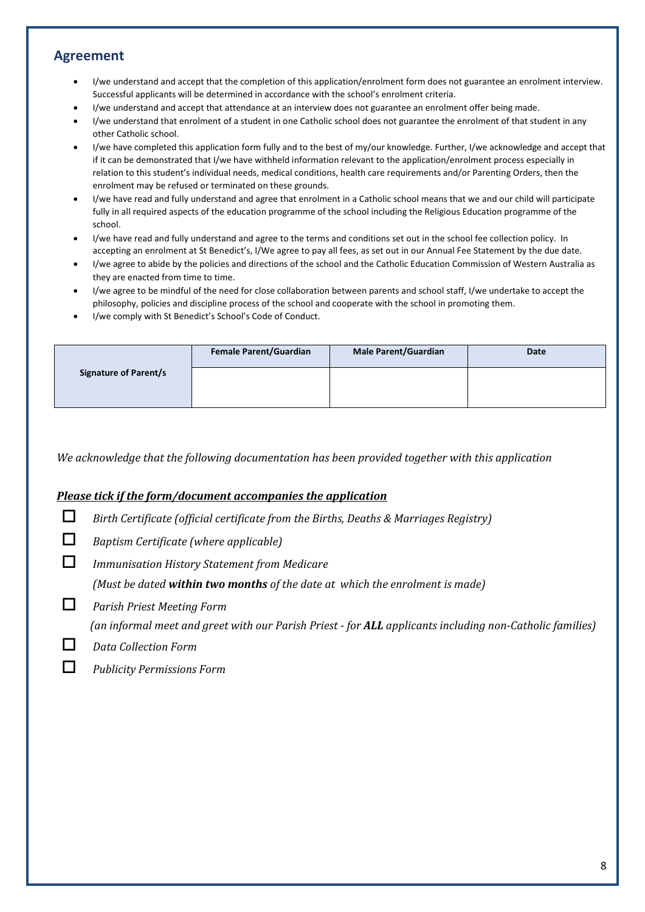## Agreement

- I/we understand and accept that the completion of this application/enrolment form does not guarantee an enrolment interview. Successful applicants will be determined in accordance with the school's enrolment criteria.
- I/we understand and accept that attendance at an interview does not guarantee an enrolment offer being made.
- I/we understand that enrolment of a student in one Catholic school does not guarantee the enrolment of that student in any other Catholic school.
- I/we have completed this application form fully and to the best of my/our knowledge. Further, I/we acknowledge and accept that if it can be demonstrated that I/we have withheld information relevant to the application/enrolment process especially in relation to this student's individual needs, medical conditions, health care requirements and/or Parenting Orders, then the enrolment may be refused or terminated on these grounds.
- I/we have read and fully understand and agree that enrolment in a Catholic school means that we and our child will participate fully in all required aspects of the education programme of the school including the Religious Education programme of the school.
- I/we have read and fully understand and agree to the terms and conditions set out in the school fee collection policy. In accepting an enrolment at St Benedict's, I/We agree to pay all fees, as set out in our Annual Fee Statement by the due date.
- I/we agree to abide by the policies and directions of the school and the Catholic Education Commission of Western Australia as they are enacted from time to time.
- I/we agree to be mindful of the need for close collaboration between parents and school staff, I/we undertake to accept the philosophy, policies and discipline process of the school and cooperate with the school in promoting them.
- I/we comply with St Benedict's School's Code of Conduct.

| | **Female Parent/Guardian** | **Male Parent/Guardian** | **Date** |
|---|---|---|---|
| **Signature of Parent/s** | | | |

*We acknowledge that the following documentation has been provided together with this application*

***Please tick if the form/document accompanies the application***

- ☐ *Birth Certificate (official certificate from the Births, Deaths & Marriages Registry)*
- ☐ *Baptism Certificate (where applicable)*
- ☐ *Immunisation History Statement from Medicare*
  *(Must be dated **within two months** of the date at which the enrolment is made)*
- ☐ *Parish Priest Meeting Form*
  *(an informal meet and greet with our Parish Priest - for **ALL** applicants including non-Catholic families)*
- ☐ *Data Collection Form*
- ☐ *Publicity Permissions Form*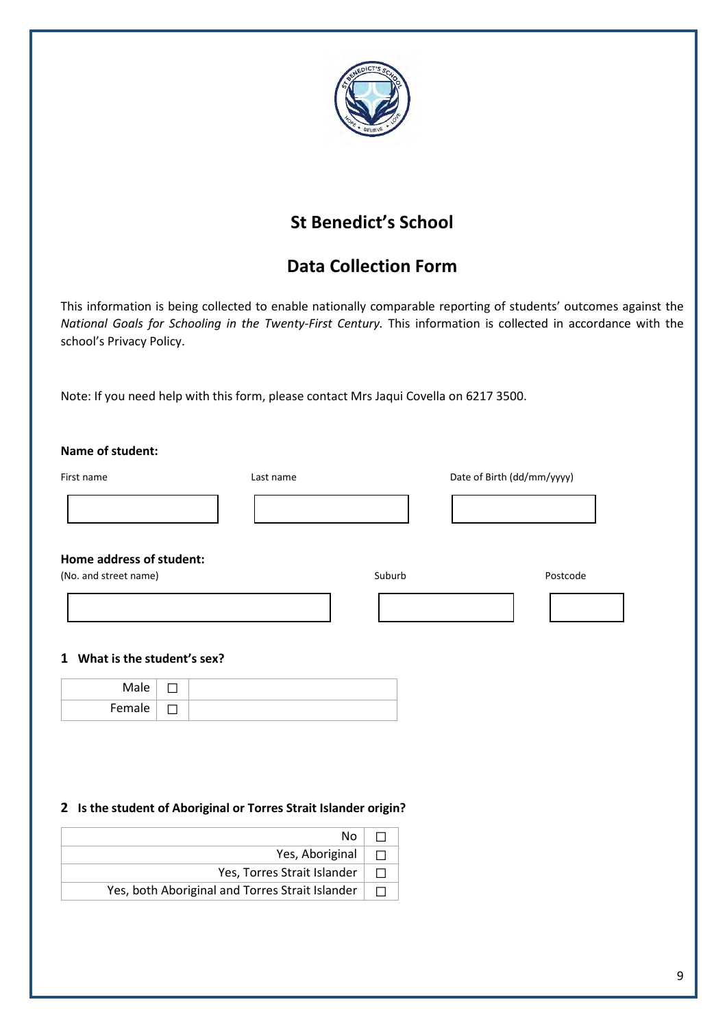# St Benedict's School

## Data Collection Form

This information is being collected to enable nationally comparable reporting of students' outcomes against the *National Goals for Schooling in the Twenty-First Century.* This information is collected in accordance with the school's Privacy Policy.

Note: If you need help with this form, please contact Mrs Jaqui Covella on 6217 3500.

**Name of student:**

| First name | Last name | Date of Birth (dd/mm/yyyy) |
|---|---|---|
| | | |

**Home address of student:**

| (No. and street name) | Suburb | Postcode |
|---|---|---|
| | | |

### 1 What is the student's sex?

| | | |
|---|---|---|
| Male | ☐ | |
| Female | ☐ | |

### 2 Is the student of Aboriginal or Torres Strait Islander origin?

| | |
|---|---|
| No | ☐ |
| Yes, Aboriginal | ☐ |
| Yes, Torres Strait Islander | ☐ |
| Yes, both Aboriginal and Torres Strait Islander | ☐ |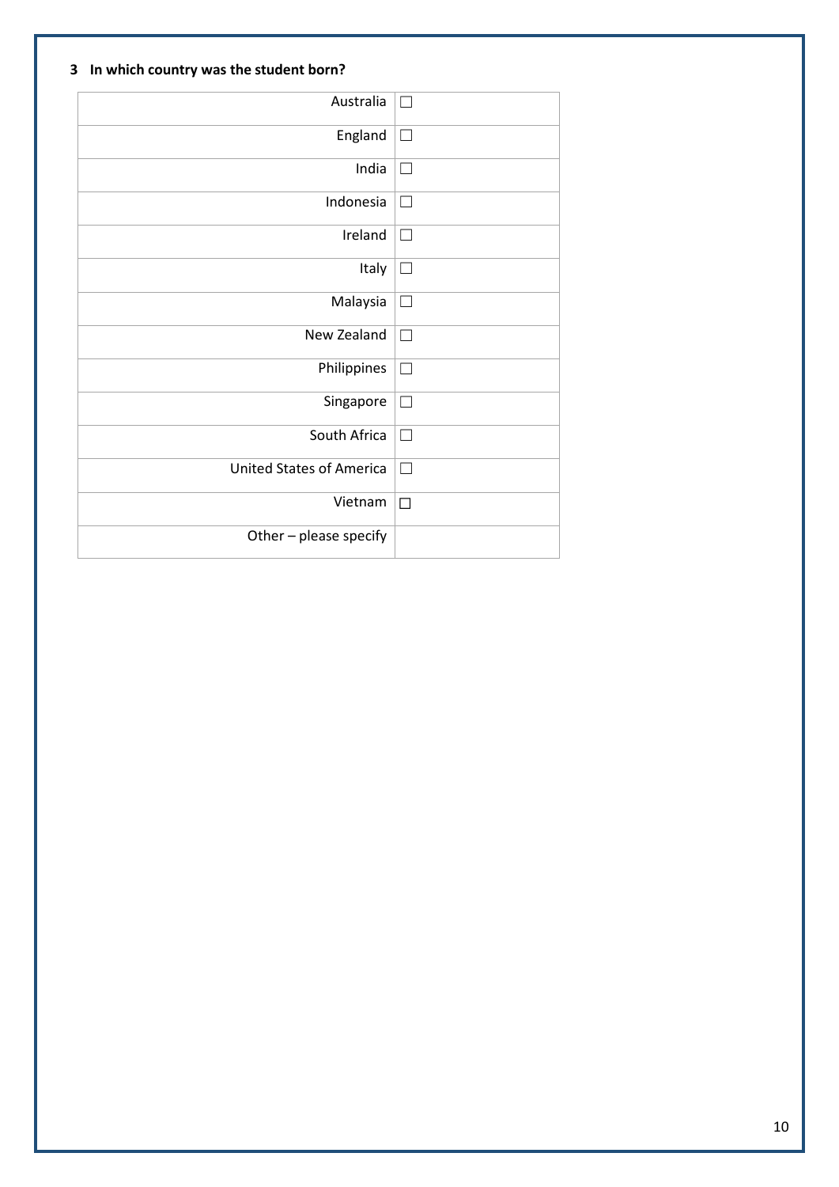**3 In which country was the student born?**

| | |
|---|---|
| Australia | ☐ |
| England | ☐ |
| India | ☐ |
| Indonesia | ☐ |
| Ireland | ☐ |
| Italy | ☐ |
| Malaysia | ☐ |
| New Zealand | ☐ |
| Philippines | ☐ |
| Singapore | ☐ |
| South Africa | ☐ |
| United States of America | ☐ |
| Vietnam | ☐ |
| Other – please specify | |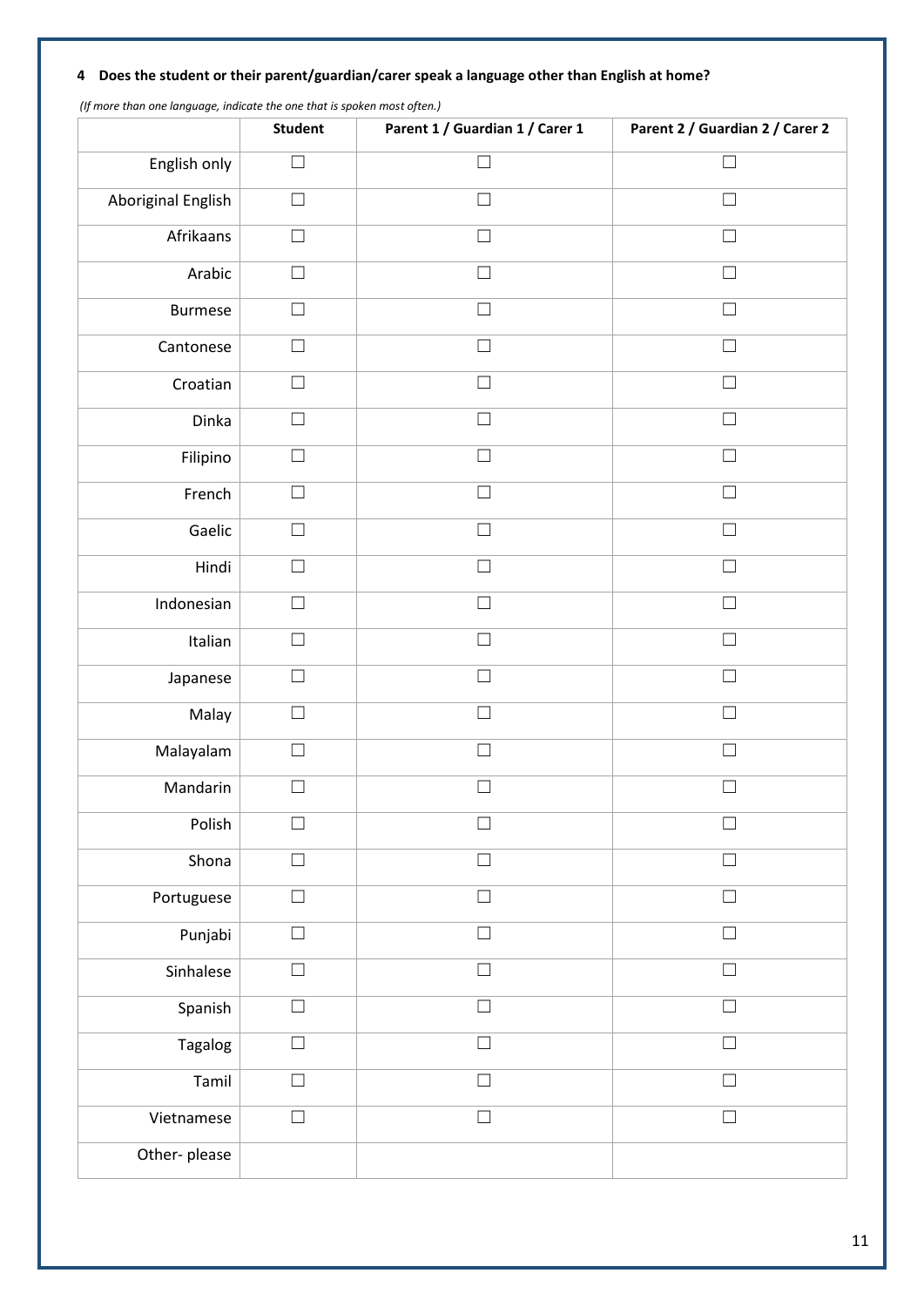**4 Does the student or their parent/guardian/carer speak a language other than English at home?**

*(If more than one language, indicate the one that is spoken most often.)*

| | Student | Parent 1 / Guardian 1 / Carer 1 | Parent 2 / Guardian 2 / Carer 2 |
|---|---|---|---|
| English only | ☐ | ☐ | ☐ |
| Aboriginal English | ☐ | ☐ | ☐ |
| Afrikaans | ☐ | ☐ | ☐ |
| Arabic | ☐ | ☐ | ☐ |
| Burmese | ☐ | ☐ | ☐ |
| Cantonese | ☐ | ☐ | ☐ |
| Croatian | ☐ | ☐ | ☐ |
| Dinka | ☐ | ☐ | ☐ |
| Filipino | ☐ | ☐ | ☐ |
| French | ☐ | ☐ | ☐ |
| Gaelic | ☐ | ☐ | ☐ |
| Hindi | ☐ | ☐ | ☐ |
| Indonesian | ☐ | ☐ | ☐ |
| Italian | ☐ | ☐ | ☐ |
| Japanese | ☐ | ☐ | ☐ |
| Malay | ☐ | ☐ | ☐ |
| Malayalam | ☐ | ☐ | ☐ |
| Mandarin | ☐ | ☐ | ☐ |
| Polish | ☐ | ☐ | ☐ |
| Shona | ☐ | ☐ | ☐ |
| Portuguese | ☐ | ☐ | ☐ |
| Punjabi | ☐ | ☐ | ☐ |
| Sinhalese | ☐ | ☐ | ☐ |
| Spanish | ☐ | ☐ | ☐ |
| Tagalog | ☐ | ☐ | ☐ |
| Tamil | ☐ | ☐ | ☐ |
| Vietnamese | ☐ | ☐ | ☐ |
| Other- please | | | |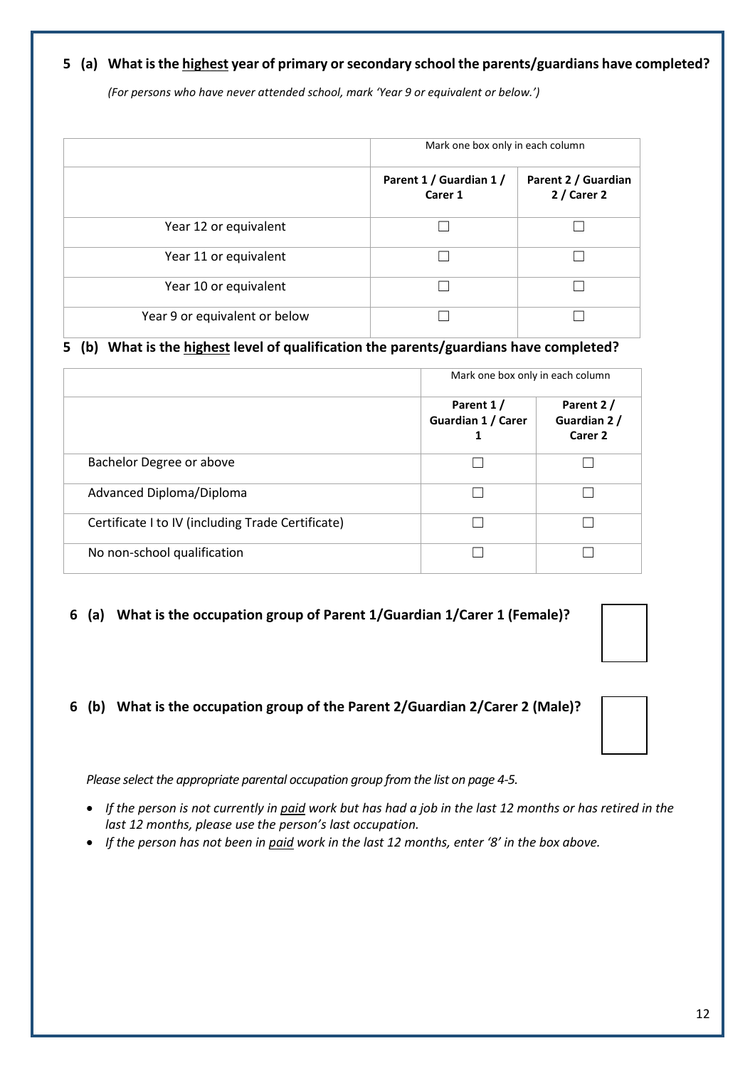**5 (a) What is the <u>highest</u> year of primary or secondary school the parents/guardians have completed?**

*(For persons who have never attended school, mark 'Year 9 or equivalent or below.')*

| | Mark one box only in each column | |
|---|---|---|
| | **Parent 1 / Guardian 1 / Carer 1** | **Parent 2 / Guardian 2 / Carer 2** |
| Year 12 or equivalent | ☐ | ☐ |
| Year 11 or equivalent | ☐ | ☐ |
| Year 10 or equivalent | ☐ | ☐ |
| Year 9 or equivalent or below | ☐ | ☐ |

**5 (b) What is the <u>highest</u> level of qualification the parents/guardians have completed?**

| | Mark one box only in each column | |
|---|---|---|
| | **Parent 1 / Guardian 1 / Carer 1** | **Parent 2 / Guardian 2 / Carer 2** |
| Bachelor Degree or above | ☐ | ☐ |
| Advanced Diploma/Diploma | ☐ | ☐ |
| Certificate I to IV (including Trade Certificate) | ☐ | ☐ |
| No non-school qualification | ☐ | ☐ |

**6 (a) What is the occupation group of Parent 1/Guardian 1/Carer 1 (Female)?** ☐

**6 (b) What is the occupation group of the Parent 2/Guardian 2/Carer 2 (Male)?** ☐

*Please select the appropriate parental occupation group from the list on page 4-5.*

- *If the person is not currently in <u>paid</u> work but has had a job in the last 12 months or has retired in the last 12 months, please use the person's last occupation.*
- *If the person has not been in <u>paid</u> work in the last 12 months, enter '8' in the box above.*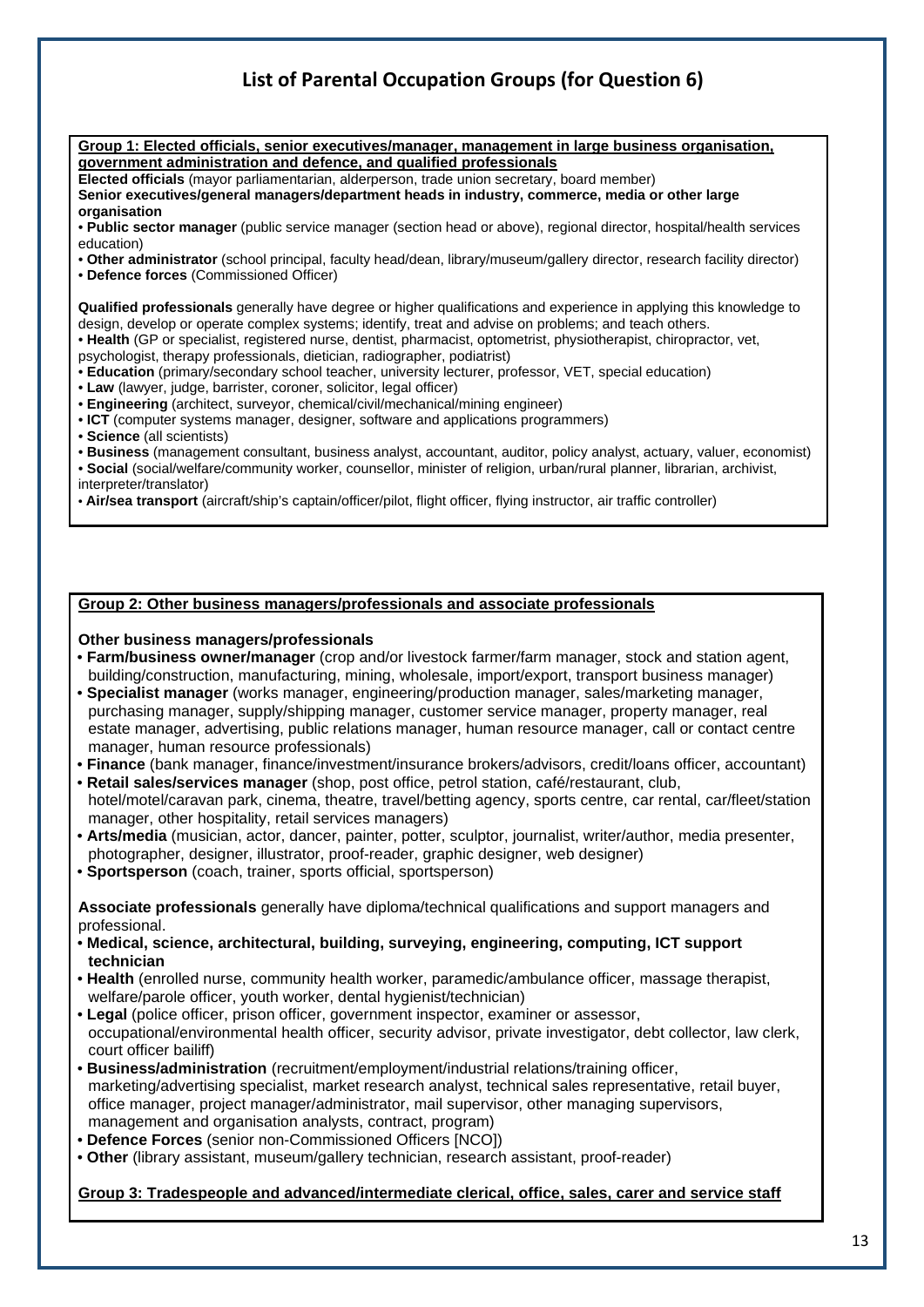# List of Parental Occupation Groups (for Question 6)

**Group 1: Elected officials, senior executives/manager, management in large business organisation, government administration and defence, and qualified professionals**

**Elected officials** (mayor parliamentarian, alderperson, trade union secretary, board member)

**Senior executives/general managers/department heads in industry, commerce, media or other large organisation**

- **Public sector manager** (public service manager (section head or above), regional director, hospital/health services education)
- **Other administrator** (school principal, faculty head/dean, library/museum/gallery director, research facility director)
- **Defence forces** (Commissioned Officer)

**Qualified professionals** generally have degree or higher qualifications and experience in applying this knowledge to design, develop or operate complex systems; identify, treat and advise on problems; and teach others.

- **Health** (GP or specialist, registered nurse, dentist, pharmacist, optometrist, physiotherapist, chiropractor, vet, psychologist, therapy professionals, dietician, radiographer, podiatrist)
- **Education** (primary/secondary school teacher, university lecturer, professor, VET, special education)
- **Law** (lawyer, judge, barrister, coroner, solicitor, legal officer)
- **Engineering** (architect, surveyor, chemical/civil/mechanical/mining engineer)
- **ICT** (computer systems manager, designer, software and applications programmers)
- **Science** (all scientists)
- **Business** (management consultant, business analyst, accountant, auditor, policy analyst, actuary, valuer, economist)
- **Social** (social/welfare/community worker, counsellor, minister of religion, urban/rural planner, librarian, archivist, interpreter/translator)
- **Air/sea transport** (aircraft/ship's captain/officer/pilot, flight officer, flying instructor, air traffic controller)

**Group 2: Other business managers/professionals and associate professionals**

**Other business managers/professionals**

- **Farm/business owner/manager** (crop and/or livestock farmer/farm manager, stock and station agent, building/construction, manufacturing, mining, wholesale, import/export, transport business manager)
- **Specialist manager** (works manager, engineering/production manager, sales/marketing manager, purchasing manager, supply/shipping manager, customer service manager, property manager, real estate manager, advertising, public relations manager, human resource manager, call or contact centre manager, human resource professionals)
- **Finance** (bank manager, finance/investment/insurance brokers/advisors, credit/loans officer, accountant)
- **Retail sales/services manager** (shop, post office, petrol station, café/restaurant, club, hotel/motel/caravan park, cinema, theatre, travel/betting agency, sports centre, car rental, car/fleet/station manager, other hospitality, retail services managers)
- **Arts/media** (musician, actor, dancer, painter, potter, sculptor, journalist, writer/author, media presenter, photographer, designer, illustrator, proof-reader, graphic designer, web designer)
- **Sportsperson** (coach, trainer, sports official, sportsperson)

**Associate professionals** generally have diploma/technical qualifications and support managers and professional.

- **Medical, science, architectural, building, surveying, engineering, computing, ICT support technician**
- **Health** (enrolled nurse, community health worker, paramedic/ambulance officer, massage therapist, welfare/parole officer, youth worker, dental hygienist/technician)
- **Legal** (police officer, prison officer, government inspector, examiner or assessor, occupational/environmental health officer, security advisor, private investigator, debt collector, law clerk, court officer bailiff)
- **Business/administration** (recruitment/employment/industrial relations/training officer, marketing/advertising specialist, market research analyst, technical sales representative, retail buyer, office manager, project manager/administrator, mail supervisor, other managing supervisors, management and organisation analysts, contract, program)
- **Defence Forces** (senior non-Commissioned Officers [NCO])
- **Other** (library assistant, museum/gallery technician, research assistant, proof-reader)

**Group 3: Tradespeople and advanced/intermediate clerical, office, sales, carer and service staff**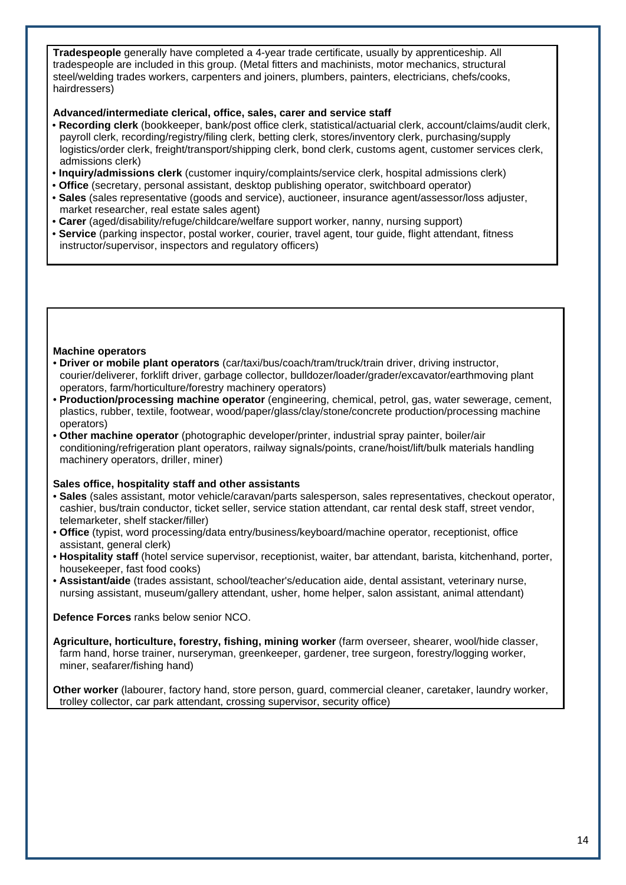**Tradespeople** generally have completed a 4-year trade certificate, usually by apprenticeship. All tradespeople are included in this group. (Metal fitters and machinists, motor mechanics, structural steel/welding trades workers, carpenters and joiners, plumbers, painters, electricians, chefs/cooks, hairdressers)

**Advanced/intermediate clerical, office, sales, carer and service staff**

- **Recording clerk** (bookkeeper, bank/post office clerk, statistical/actuarial clerk, account/claims/audit clerk, payroll clerk, recording/registry/filing clerk, betting clerk, stores/inventory clerk, purchasing/supply logistics/order clerk, freight/transport/shipping clerk, bond clerk, customs agent, customer services clerk, admissions clerk)
- **Inquiry/admissions clerk** (customer inquiry/complaints/service clerk, hospital admissions clerk)
- **Office** (secretary, personal assistant, desktop publishing operator, switchboard operator)
- **Sales** (sales representative (goods and service), auctioneer, insurance agent/assessor/loss adjuster, market researcher, real estate sales agent)
- **Carer** (aged/disability/refuge/childcare/welfare support worker, nanny, nursing support)
- **Service** (parking inspector, postal worker, courier, travel agent, tour guide, flight attendant, fitness instructor/supervisor, inspectors and regulatory officers)

**Machine operators**

- **Driver or mobile plant operators** (car/taxi/bus/coach/tram/truck/train driver, driving instructor, courier/deliverer, forklift driver, garbage collector, bulldozer/loader/grader/excavator/earthmoving plant operators, farm/horticulture/forestry machinery operators)
- **Production/processing machine operator** (engineering, chemical, petrol, gas, water sewerage, cement, plastics, rubber, textile, footwear, wood/paper/glass/clay/stone/concrete production/processing machine operators)
- **Other machine operator** (photographic developer/printer, industrial spray painter, boiler/air conditioning/refrigeration plant operators, railway signals/points, crane/hoist/lift/bulk materials handling machinery operators, driller, miner)

**Sales office, hospitality staff and other assistants**

- **Sales** (sales assistant, motor vehicle/caravan/parts salesperson, sales representatives, checkout operator, cashier, bus/train conductor, ticket seller, service station attendant, car rental desk staff, street vendor, telemarketer, shelf stacker/filler)
- **Office** (typist, word processing/data entry/business/keyboard/machine operator, receptionist, office assistant, general clerk)
- **Hospitality staff** (hotel service supervisor, receptionist, waiter, bar attendant, barista, kitchenhand, porter, housekeeper, fast food cooks)
- **Assistant/aide** (trades assistant, school/teacher's/education aide, dental assistant, veterinary nurse, nursing assistant, museum/gallery attendant, usher, home helper, salon assistant, animal attendant)

**Defence Forces** ranks below senior NCO.

**Agriculture, horticulture, forestry, fishing, mining worker** (farm overseer, shearer, wool/hide classer, farm hand, horse trainer, nurseryman, greenkeeper, gardener, tree surgeon, forestry/logging worker, miner, seafarer/fishing hand)

**Other worker** (labourer, factory hand, store person, guard, commercial cleaner, caretaker, laundry worker, trolley collector, car park attendant, crossing supervisor, security office)